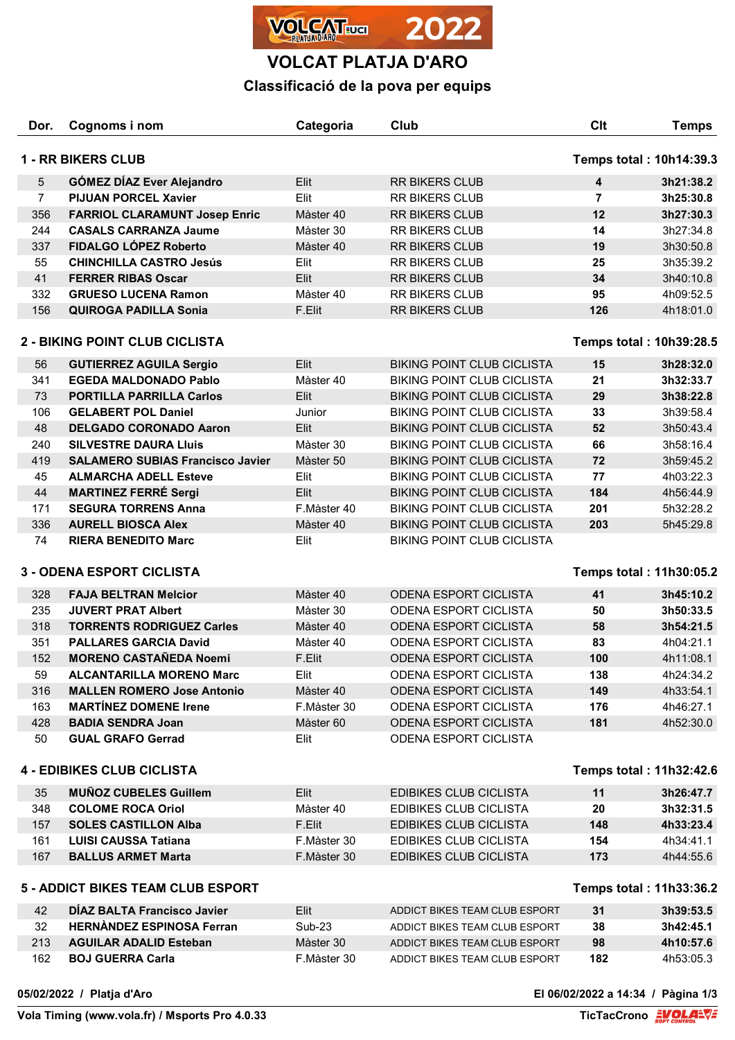# VOLCAT PLATJA D'ARO

## Classificació de la pova per equips

| Dor. | Cognoms i nom | Categoria | Club | Clt | Temps |
|---|---|---|---|---|---|
| **1 - RR BIKERS CLUB** | | | | **Temps total : 10h14:39.3** | |
| 5 | **GÓMEZ DÍAZ Ever Alejandro** | Elit | RR BIKERS CLUB | **4** | **3h21:38.2** |
| 7 | **PIJUAN PORCEL Xavier** | Elit | RR BIKERS CLUB | **7** | **3h25:30.8** |
| 356 | **FARRIOL CLARAMUNT Josep Enric** | Màster 40 | RR BIKERS CLUB | **12** | **3h27:30.3** |
| 244 | **CASALS CARRANZA Jaume** | Màster 30 | RR BIKERS CLUB | **14** | 3h27:34.8 |
| 337 | **FIDALGO LÓPEZ Roberto** | Màster 40 | RR BIKERS CLUB | **19** | 3h30:50.8 |
| 55 | **CHINCHILLA CASTRO Jesús** | Elit | RR BIKERS CLUB | **25** | 3h35:39.2 |
| 41 | **FERRER RIBAS Oscar** | Elit | RR BIKERS CLUB | **34** | 3h40:10.8 |
| 332 | **GRUESO LUCENA Ramon** | Màster 40 | RR BIKERS CLUB | **95** | 4h09:52.5 |
| 156 | **QUIROGA PADILLA Sonia** | F.Elit | RR BIKERS CLUB | **126** | 4h18:01.0 |
| **2 - BIKING POINT CLUB CICLISTA** | | | | **Temps total : 10h39:28.5** | |
| 56 | **GUTIERREZ AGUILA Sergio** | Elit | BIKING POINT CLUB CICLISTA | **15** | **3h28:32.0** |
| 341 | **EGEDA MALDONADO Pablo** | Màster 40 | BIKING POINT CLUB CICLISTA | **21** | **3h32:33.7** |
| 73 | **PORTILLA PARRILLA Carlos** | Elit | BIKING POINT CLUB CICLISTA | **29** | **3h38:22.8** |
| 106 | **GELABERT POL Daniel** | Junior | BIKING POINT CLUB CICLISTA | **33** | 3h39:58.4 |
| 48 | **DELGADO CORONADO Aaron** | Elit | BIKING POINT CLUB CICLISTA | **52** | 3h50:43.4 |
| 240 | **SILVESTRE DAURA Lluis** | Màster 30 | BIKING POINT CLUB CICLISTA | **66** | 3h58:16.4 |
| 419 | **SALAMERO SUBIAS Francisco Javier** | Màster 50 | BIKING POINT CLUB CICLISTA | **72** | 3h59:45.2 |
| 45 | **ALMARCHA ADELL Esteve** | Elit | BIKING POINT CLUB CICLISTA | **77** | 4h03:22.3 |
| 44 | **MARTINEZ FERRÉ Sergi** | Elit | BIKING POINT CLUB CICLISTA | **184** | 4h56:44.9 |
| 171 | **SEGURA TORRENS Anna** | F.Màster 40 | BIKING POINT CLUB CICLISTA | **201** | 5h32:28.2 |
| 336 | **AURELL BIOSCA Alex** | Màster 40 | BIKING POINT CLUB CICLISTA | **203** | 5h45:29.8 |
| 74 | **RIERA BENEDITO Marc** | Elit | BIKING POINT CLUB CICLISTA | | |
| **3 - ODENA ESPORT CICLISTA** | | | | **Temps total : 11h30:05.2** | |
| 328 | **FAJA BELTRAN Melcior** | Màster 40 | ODENA ESPORT CICLISTA | **41** | **3h45:10.2** |
| 235 | **JUVERT PRAT Albert** | Màster 30 | ODENA ESPORT CICLISTA | **50** | **3h50:33.5** |
| 318 | **TORRENTS RODRIGUEZ Carles** | Màster 40 | ODENA ESPORT CICLISTA | **58** | **3h54:21.5** |
| 351 | **PALLARES GARCIA David** | Màster 40 | ODENA ESPORT CICLISTA | **83** | 4h04:21.1 |
| 152 | **MORENO CASTAÑEDA Noemi** | F.Elit | ODENA ESPORT CICLISTA | **100** | 4h11:08.1 |
| 59 | **ALCANTARILLA MORENO Marc** | Elit | ODENA ESPORT CICLISTA | **138** | 4h24:34.2 |
| 316 | **MALLEN ROMERO Jose Antonio** | Màster 40 | ODENA ESPORT CICLISTA | **149** | 4h33:54.1 |
| 163 | **MARTÍNEZ DOMENE Irene** | F.Màster 30 | ODENA ESPORT CICLISTA | **176** | 4h46:27.1 |
| 428 | **BADIA SENDRA Joan** | Màster 60 | ODENA ESPORT CICLISTA | **181** | 4h52:30.0 |
| 50 | **GUAL GRAFO Gerrad** | Elit | ODENA ESPORT CICLISTA | | |
| **4 - EDIBIKES CLUB CICLISTA** | | | | **Temps total : 11h32:42.6** | |
| 35 | **MUÑOZ CUBELES Guillem** | Elit | EDIBIKES CLUB CICLISTA | **11** | **3h26:47.7** |
| 348 | **COLOME ROCA Oriol** | Màster 40 | EDIBIKES CLUB CICLISTA | **20** | **3h32:31.5** |
| 157 | **SOLES CASTILLON Alba** | F.Elit | EDIBIKES CLUB CICLISTA | **148** | **4h33:23.4** |
| 161 | **LUISI CAUSSA Tatiana** | F.Màster 30 | EDIBIKES CLUB CICLISTA | **154** | 4h34:41.1 |
| 167 | **BALLUS ARMET Marta** | F.Màster 30 | EDIBIKES CLUB CICLISTA | **173** | 4h44:55.6 |
| **5 - ADDICT BIKES TEAM CLUB ESPORT** | | | | **Temps total : 11h33:36.2** | |
| 42 | **DÍAZ BALTA Francisco Javier** | Elit | ADDICT BIKES TEAM CLUB ESPORT | **31** | **3h39:53.5** |
| 32 | **HERNÀNDEZ ESPINOSA Ferran** | Sub-23 | ADDICT BIKES TEAM CLUB ESPORT | **38** | **3h42:45.1** |
| 213 | **AGUILAR ADALID Esteban** | Màster 30 | ADDICT BIKES TEAM CLUB ESPORT | **98** | **4h10:57.6** |
| 162 | **BOJ GUERRA Carla** | F.Màster 30 | ADDICT BIKES TEAM CLUB ESPORT | **182** | 4h53:05.3 |

**05/02/2022 / Platja d'Aro** — **El 06/02/2022 a 14:34**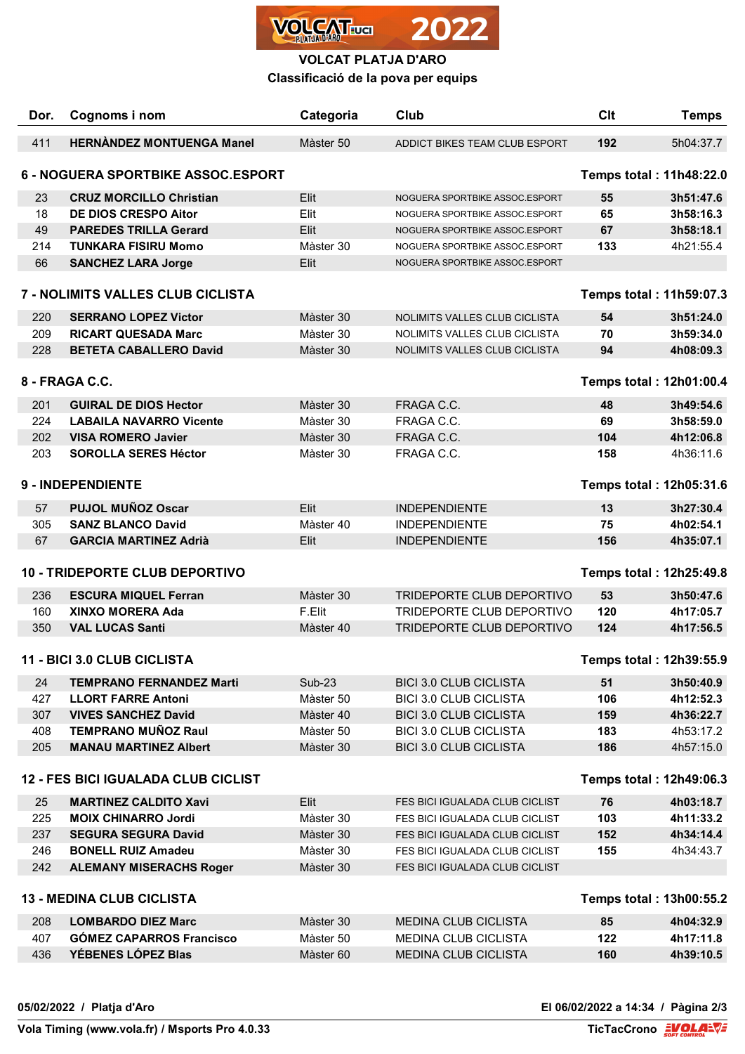# VOLCAT PLATJA D'ARO

## Classificació de la pova per equips

| Dor. | Cognoms i nom | Categoria | Club | Clt | Temps |
|---|---|---|---|---|---|
| 411 | **HERNÀNDEZ MONTUENGA Manel** | Màster 50 | ADDICT BIKES TEAM CLUB ESPORT | **192** | 5h04:37.7 |

### 6 - NOGUERA SPORTBIKE ASSOC.ESPORT — Temps total : 11h48:22.0

| Dor. | Cognoms i nom | Categoria | Club | Clt | Temps |
|---|---|---|---|---|---|
| 23 | **CRUZ MORCILLO Christian** | Elit | NOGUERA SPORTBIKE ASSOC.ESPORT | **55** | **3h51:47.6** |
| 18 | **DE DIOS CRESPO Aitor** | Elit | NOGUERA SPORTBIKE ASSOC.ESPORT | **65** | **3h58:16.3** |
| 49 | **PAREDES TRILLA Gerard** | Elit | NOGUERA SPORTBIKE ASSOC.ESPORT | **67** | **3h58:18.1** |
| 214 | **TUNKARA FISIRU Momo** | Màster 30 | NOGUERA SPORTBIKE ASSOC.ESPORT | **133** | 4h21:55.4 |
| 66 | **SANCHEZ LARA Jorge** | Elit | NOGUERA SPORTBIKE ASSOC.ESPORT | | |

### 7 - NOLIMITS VALLES CLUB CICLISTA — Temps total : 11h59:07.3

| Dor. | Cognoms i nom | Categoria | Club | Clt | Temps |
|---|---|---|---|---|---|
| 220 | **SERRANO LOPEZ Victor** | Màster 30 | NOLIMITS VALLES CLUB CICLISTA | **54** | **3h51:24.0** |
| 209 | **RICART QUESADA Marc** | Màster 30 | NOLIMITS VALLES CLUB CICLISTA | **70** | **3h59:34.0** |
| 228 | **BETETA CABALLERO David** | Màster 30 | NOLIMITS VALLES CLUB CICLISTA | **94** | **4h08:09.3** |

### 8 - FRAGA C.C. — Temps total : 12h01:00.4

| Dor. | Cognoms i nom | Categoria | Club | Clt | Temps |
|---|---|---|---|---|---|
| 201 | **GUIRAL DE DIOS Hector** | Màster 30 | FRAGA C.C. | **48** | **3h49:54.6** |
| 224 | **LABAILA NAVARRO Vicente** | Màster 30 | FRAGA C.C. | **69** | **3h58:59.0** |
| 202 | **VISA ROMERO Javier** | Màster 30 | FRAGA C.C. | **104** | **4h12:06.8** |
| 203 | **SOROLLA SERES Héctor** | Màster 30 | FRAGA C.C. | **158** | 4h36:11.6 |

### 9 - INDEPENDIENTE — Temps total : 12h05:31.6

| Dor. | Cognoms i nom | Categoria | Club | Clt | Temps |
|---|---|---|---|---|---|
| 57 | **PUJOL MUÑOZ Oscar** | Elit | INDEPENDIENTE | **13** | **3h27:30.4** |
| 305 | **SANZ BLANCO David** | Màster 40 | INDEPENDIENTE | **75** | **4h02:54.1** |
| 67 | **GARCIA MARTINEZ Adrià** | Elit | INDEPENDIENTE | **156** | **4h35:07.1** |

### 10 - TRIDEPORTE CLUB DEPORTIVO — Temps total : 12h25:49.8

| Dor. | Cognoms i nom | Categoria | Club | Clt | Temps |
|---|---|---|---|---|---|
| 236 | **ESCURA MIQUEL Ferran** | Màster 30 | TRIDEPORTE CLUB DEPORTIVO | **53** | **3h50:47.6** |
| 160 | **XINXO MORERA Ada** | F.Elit | TRIDEPORTE CLUB DEPORTIVO | **120** | **4h17:05.7** |
| 350 | **VAL LUCAS Santi** | Màster 40 | TRIDEPORTE CLUB DEPORTIVO | **124** | **4h17:56.5** |

### 11 - BICI 3.0 CLUB CICLISTA — Temps total : 12h39:55.9

| Dor. | Cognoms i nom | Categoria | Club | Clt | Temps |
|---|---|---|---|---|---|
| 24 | **TEMPRANO FERNANDEZ Marti** | Sub-23 | BICI 3.0 CLUB CICLISTA | **51** | **3h50:40.9** |
| 427 | **LLORT FARRE Antoni** | Màster 50 | BICI 3.0 CLUB CICLISTA | **106** | **4h12:52.3** |
| 307 | **VIVES SANCHEZ David** | Màster 40 | BICI 3.0 CLUB CICLISTA | **159** | **4h36:22.7** |
| 408 | **TEMPRANO MUÑOZ Raul** | Màster 50 | BICI 3.0 CLUB CICLISTA | **183** | 4h53:17.2 |
| 205 | **MANAU MARTINEZ Albert** | Màster 30 | BICI 3.0 CLUB CICLISTA | **186** | 4h57:15.0 |

### 12 - FES BICI IGUALADA CLUB CICLIST — Temps total : 12h49:06.3

| Dor. | Cognoms i nom | Categoria | Club | Clt | Temps |
|---|---|---|---|---|---|
| 25 | **MARTINEZ CALDITO Xavi** | Elit | FES BICI IGUALADA CLUB CICLIST | **76** | **4h03:18.7** |
| 225 | **MOIX CHINARRO Jordi** | Màster 30 | FES BICI IGUALADA CLUB CICLIST | **103** | **4h11:33.2** |
| 237 | **SEGURA SEGURA David** | Màster 30 | FES BICI IGUALADA CLUB CICLIST | **152** | **4h34:14.4** |
| 246 | **BONELL RUIZ Amadeu** | Màster 30 | FES BICI IGUALADA CLUB CICLIST | **155** | 4h34:43.7 |
| 242 | **ALEMANY MISERACHS Roger** | Màster 30 | FES BICI IGUALADA CLUB CICLIST | | |

### 13 - MEDINA CLUB CICLISTA — Temps total : 13h00:55.2

| Dor. | Cognoms i nom | Categoria | Club | Clt | Temps |
|---|---|---|---|---|---|
| 208 | **LOMBARDO DIEZ Marc** | Màster 30 | MEDINA CLUB CICLISTA | **85** | **4h04:32.9** |
| 407 | **GÓMEZ CAPARROS Francisco** | Màster 50 | MEDINA CLUB CICLISTA | **122** | **4h17:11.8** |
| 436 | **YÉBENES LÓPEZ Blas** | Màster 60 | MEDINA CLUB CICLISTA | **160** | **4h39:10.5** |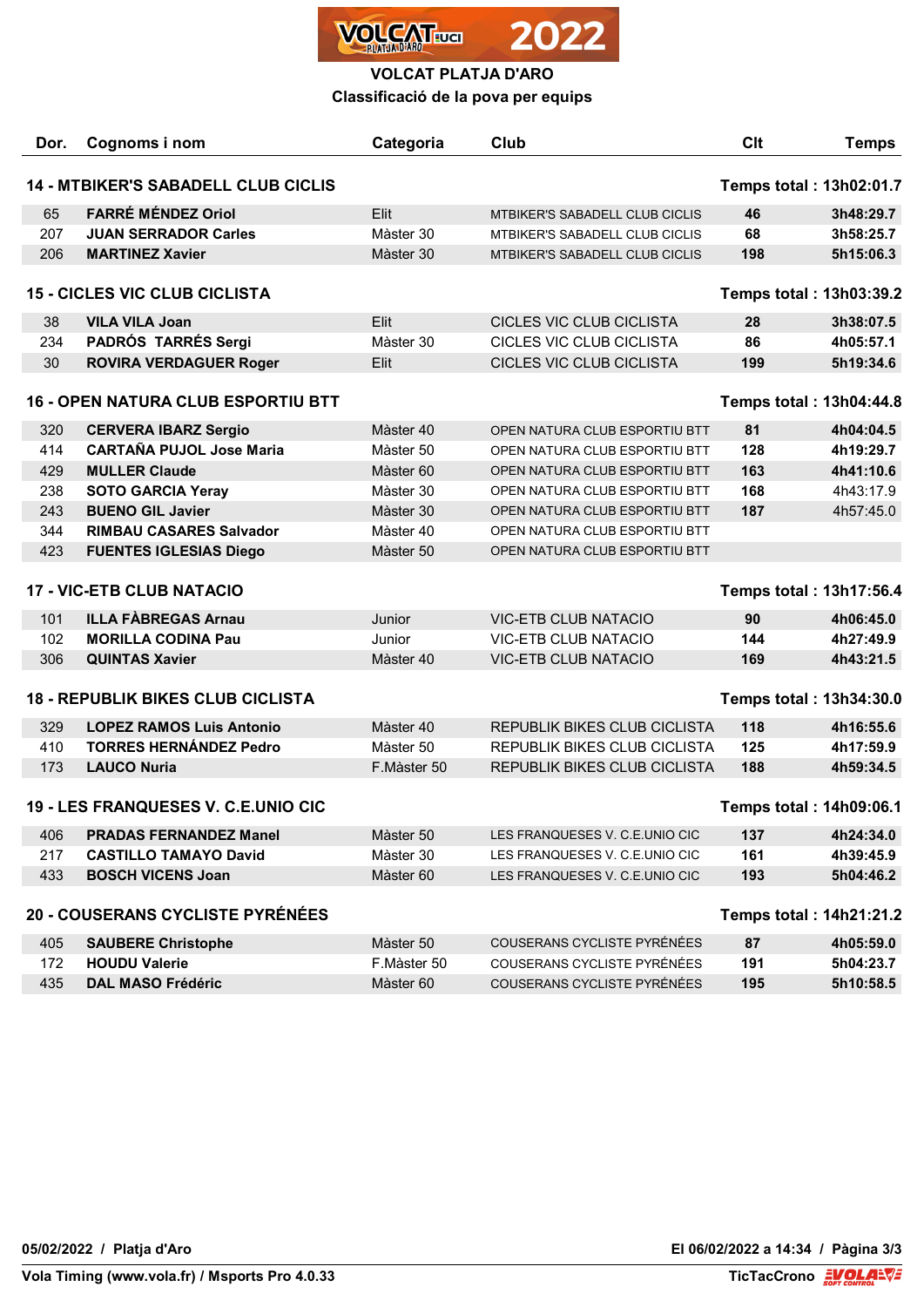# VOLCAT PLATJA D'ARO

## Classificació de la pova per equips

| Dor. | Cognoms i nom | Categoria | Club | Clt | Temps |
|---|---|---|---|---|---|
| **14 - MTBIKER'S SABADELL CLUB CICLIS** | | | | | **Temps total : 13h02:01.7** |
| 65 | **FARRÉ MÉNDEZ Oriol** | Elit | MTBIKER'S SABADELL CLUB CICLIS | **46** | **3h48:29.7** |
| 207 | **JUAN SERRADOR Carles** | Màster 30 | MTBIKER'S SABADELL CLUB CICLIS | **68** | **3h58:25.7** |
| 206 | **MARTINEZ Xavier** | Màster 30 | MTBIKER'S SABADELL CLUB CICLIS | **198** | **5h15:06.3** |
| **15 - CICLES VIC CLUB CICLISTA** | | | | | **Temps total : 13h03:39.2** |
| 38 | **VILA VILA Joan** | Elit | CICLES VIC CLUB CICLISTA | **28** | **3h38:07.5** |
| 234 | **PADRÓS TARRÉS Sergi** | Màster 30 | CICLES VIC CLUB CICLISTA | **86** | **4h05:57.1** |
| 30 | **ROVIRA VERDAGUER Roger** | Elit | CICLES VIC CLUB CICLISTA | **199** | **5h19:34.6** |
| **16 - OPEN NATURA CLUB ESPORTIU BTT** | | | | | **Temps total : 13h04:44.8** |
| 320 | **CERVERA IBARZ Sergio** | Màster 40 | OPEN NATURA CLUB ESPORTIU BTT | **81** | **4h04:04.5** |
| 414 | **CARTAÑA PUJOL Jose Maria** | Màster 50 | OPEN NATURA CLUB ESPORTIU BTT | **128** | **4h19:29.7** |
| 429 | **MULLER Claude** | Màster 60 | OPEN NATURA CLUB ESPORTIU BTT | **163** | **4h41:10.6** |
| 238 | **SOTO GARCIA Yeray** | Màster 30 | OPEN NATURA CLUB ESPORTIU BTT | **168** | 4h43:17.9 |
| 243 | **BUENO GIL Javier** | Màster 30 | OPEN NATURA CLUB ESPORTIU BTT | **187** | 4h57:45.0 |
| 344 | **RIMBAU CASARES Salvador** | Màster 40 | OPEN NATURA CLUB ESPORTIU BTT | | |
| 423 | **FUENTES IGLESIAS Diego** | Màster 50 | OPEN NATURA CLUB ESPORTIU BTT | | |
| **17 - VIC-ETB CLUB NATACIO** | | | | | **Temps total : 13h17:56.4** |
| 101 | **ILLA FÀBREGAS Arnau** | Junior | VIC-ETB CLUB NATACIO | **90** | **4h06:45.0** |
| 102 | **MORILLA CODINA Pau** | Junior | VIC-ETB CLUB NATACIO | **144** | **4h27:49.9** |
| 306 | **QUINTAS Xavier** | Màster 40 | VIC-ETB CLUB NATACIO | **169** | **4h43:21.5** |
| **18 - REPUBLIK BIKES CLUB CICLISTA** | | | | | **Temps total : 13h34:30.0** |
| 329 | **LOPEZ RAMOS Luis Antonio** | Màster 40 | REPUBLIK BIKES CLUB CICLISTA | **118** | **4h16:55.6** |
| 410 | **TORRES HERNÁNDEZ Pedro** | Màster 50 | REPUBLIK BIKES CLUB CICLISTA | **125** | **4h17:59.9** |
| 173 | **LAUCO Nuria** | F.Màster 50 | REPUBLIK BIKES CLUB CICLISTA | **188** | **4h59:34.5** |
| **19 - LES FRANQUESES V. C.E.UNIO CIC** | | | | | **Temps total : 14h09:06.1** |
| 406 | **PRADAS FERNANDEZ Manel** | Màster 50 | LES FRANQUESES V. C.E.UNIO CIC | **137** | **4h24:34.0** |
| 217 | **CASTILLO TAMAYO David** | Màster 30 | LES FRANQUESES V. C.E.UNIO CIC | **161** | **4h39:45.9** |
| 433 | **BOSCH VICENS Joan** | Màster 60 | LES FRANQUESES V. C.E.UNIO CIC | **193** | **5h04:46.2** |
| **20 - COUSERANS CYCLISTE PYRÉNÉES** | | | | | **Temps total : 14h21:21.2** |
| 405 | **SAUBERE Christophe** | Màster 50 | COUSERANS CYCLISTE PYRÉNÉES | **87** | **4h05:59.0** |
| 172 | **HOUDU Valerie** | F.Màster 50 | COUSERANS CYCLISTE PYRÉNÉES | **191** | **5h04:23.7** |
| 435 | **DAL MASO Frédéric** | Màster 60 | COUSERANS CYCLISTE PYRÉNÉES | **195** | **5h10:58.5** |

**05/02/2022 / Platja d'Aro** — **El 06/02/2022 a 14:34**

**Vola Timing (www.vola.fr) / Msports Pro 4.0.33** — **TicTacCrono**